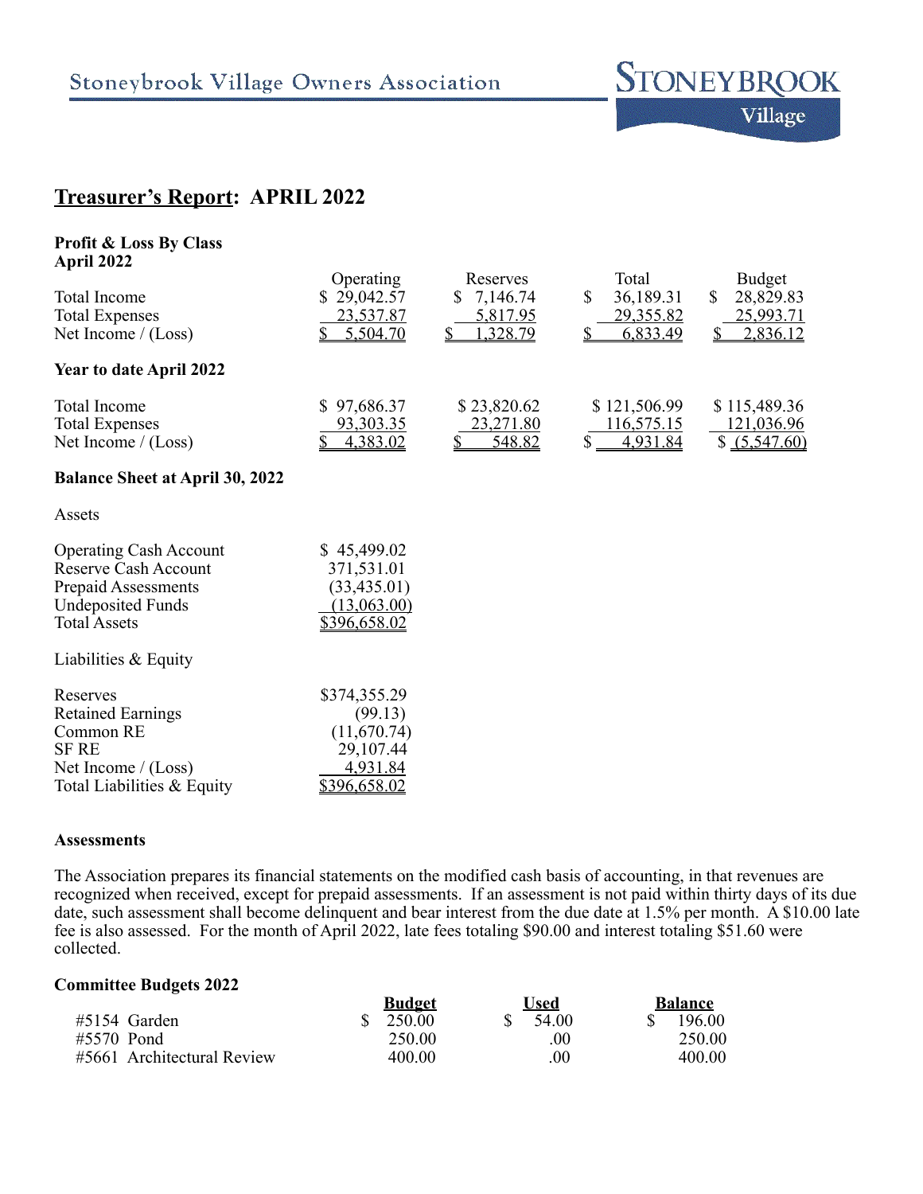Stoneybrook Village Owners Association

# Treasurer's Report: APRIL 2022

**Profit & Loss By Class**
**April 2022**

| | Operating | Reserves | Total | Budget |
|---|---|---|---|---|
| Total Income | $ 29,042.57 | $ 7,146.74 | $ 36,189.31 | $ 28,829.83 |
| Total Expenses | 23,537.87 | 5,817.95 | 29,355.82 | 25,993.71 |
| Net Income / (Loss) | $ 5,504.70 | $ 1,328.79 | $ 6,833.49 | $ 2,836.12 |

**Year to date April 2022**

| | Operating | Reserves | Total | Budget |
|---|---|---|---|---|
| Total Income | $ 97,686.37 | $ 23,820.62 | $ 121,506.99 | $ 115,489.36 |
| Total Expenses | 93,303.35 | 23,271.80 | 116,575.15 | 121,036.96 |
| Net Income / (Loss) | $ 4,383.02 | $ 548.82 | $ 4,931.84 | $ (5,547.60) |

**Balance Sheet at April 30, 2022**

Assets

| | |
|---|---|
| Operating Cash Account | $ 45,499.02 |
| Reserve Cash Account | 371,531.01 |
| Prepaid Assessments | (33,435.01) |
| Undeposited Funds | (13,063.00) |
| Total Assets | $396,658.02 |

Liabilities & Equity

| | |
|---|---|
| Reserves | $374,355.29 |
| Retained Earnings | (99.13) |
| Common RE | (11,670.74) |
| SF RE | 29,107.44 |
| Net Income / (Loss) | 4,931.84 |
| Total Liabilities & Equity | $396,658.02 |

**Assessments**

The Association prepares its financial statements on the modified cash basis of accounting, in that revenues are recognized when received, except for prepaid assessments. If an assessment is not paid within thirty days of its due date, such assessment shall become delinquent and bear interest from the due date at 1.5% per month. A $10.00 late fee is also assessed. For the month of April 2022, late fees totaling $90.00 and interest totaling $51.60 were collected.

**Committee Budgets 2022**

| | Budget | Used | Balance |
|---|---|---|---|
| #5154 Garden | $ 250.00 | $ 54.00 | $ 196.00 |
| #5570 Pond | 250.00 | .00 | 250.00 |
| #5661 Architectural Review | 400.00 | .00 | 400.00 |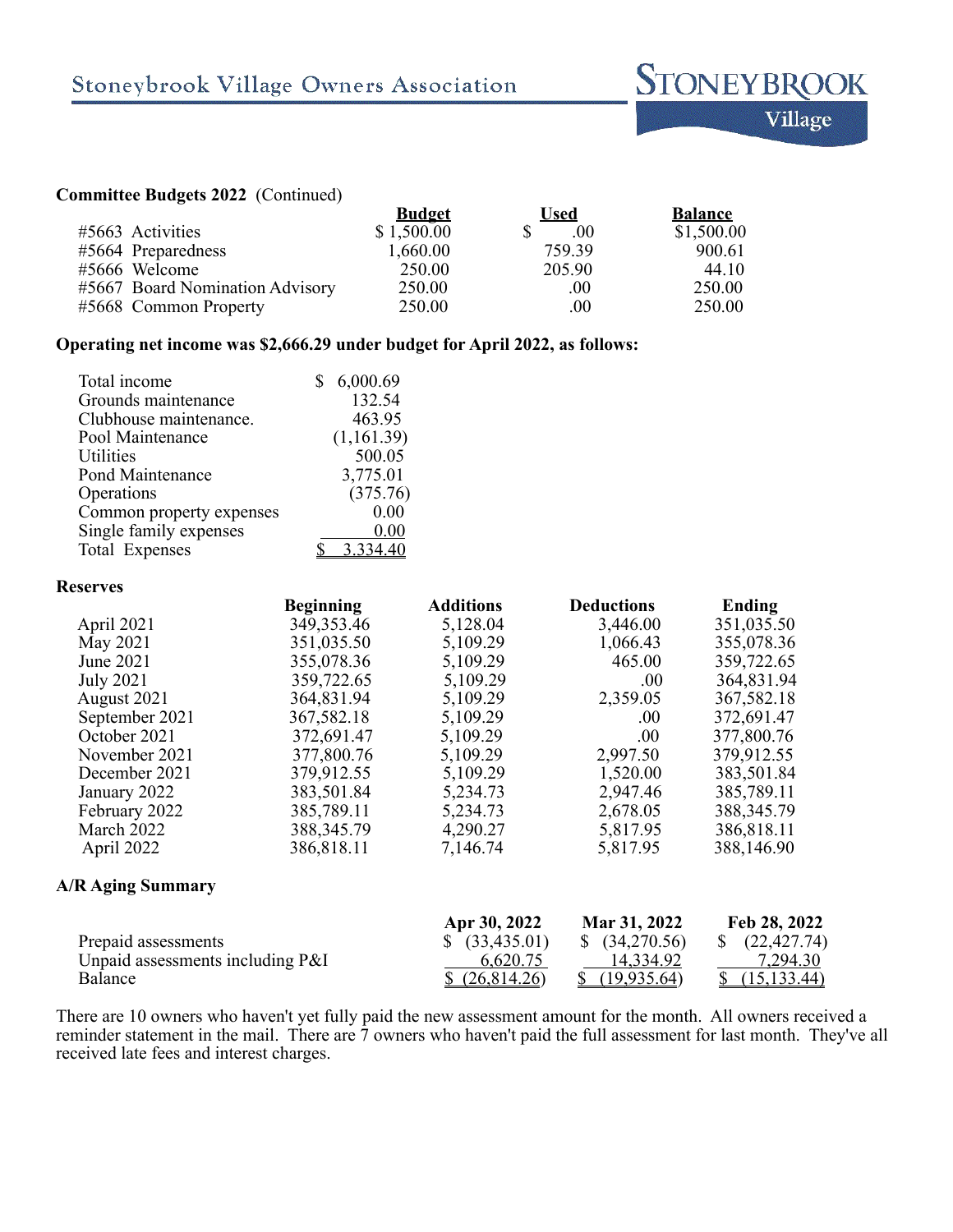**Committee Budgets 2022** (Continued)

| | Budget | Used | Balance |
|---|---|---|---|
| #5663 Activities | $ 1,500.00 | $ .00 | $1,500.00 |
| #5664 Preparedness | 1,660.00 | 759.39 | 900.61 |
| #5666 Welcome | 250.00 | 205.90 | 44.10 |
| #5667 Board Nomination Advisory | 250.00 | .00 | 250.00 |
| #5668 Common Property | 250.00 | .00 | 250.00 |

**Operating net income was $2,666.29 under budget for April 2022, as follows:**

| | |
|---|---|
| Total income | $ 6,000.69 |
| Grounds maintenance | 132.54 |
| Clubhouse maintenance. | 463.95 |
| Pool Maintenance | (1,161.39) |
| Utilities | 500.05 |
| Pond Maintenance | 3,775.01 |
| Operations | (375.76) |
| Common property expenses | 0.00 |
| Single family expenses | 0.00 |
| Total Expenses | $ 3,334.40 |

**Reserves**

| | Beginning | Additions | Deductions | Ending |
|---|---|---|---|---|
| April 2021 | 349,353.46 | 5,128.04 | 3,446.00 | 351,035.50 |
| May 2021 | 351,035.50 | 5,109.29 | 1,066.43 | 355,078.36 |
| June 2021 | 355,078.36 | 5,109.29 | 465.00 | 359,722.65 |
| July 2021 | 359,722.65 | 5,109.29 | .00 | 364,831.94 |
| August 2021 | 364,831.94 | 5,109.29 | 2,359.05 | 367,582.18 |
| September 2021 | 367,582.18 | 5,109.29 | .00 | 372,691.47 |
| October 2021 | 372,691.47 | 5,109.29 | .00 | 377,800.76 |
| November 2021 | 377,800.76 | 5,109.29 | 2,997.50 | 379,912.55 |
| December 2021 | 379,912.55 | 5,109.29 | 1,520.00 | 383,501.84 |
| January 2022 | 383,501.84 | 5,234.73 | 2,947.46 | 385,789.11 |
| February 2022 | 385,789.11 | 5,234.73 | 2,678.05 | 388,345.79 |
| March 2022 | 388,345.79 | 4,290.27 | 5,817.95 | 386,818.11 |
| April 2022 | 386,818.11 | 7,146.74 | 5,817.95 | 388,146.90 |

**A/R Aging Summary**

| | Apr 30, 2022 | Mar 31, 2022 | Feb 28, 2022 |
|---|---|---|---|
| Prepaid assessments | $ (33,435.01) | $ (34,270.56) | $ (22,427.74) |
| Unpaid assessments including P&I | 6,620.75 | 14,334.92 | 7,294.30 |
| Balance | $ (26,814.26) | $ (19,935.64) | $ (15,133.44) |

There are 10 owners who haven't yet fully paid the new assessment amount for the month. All owners received a reminder statement in the mail. There are 7 owners who haven't paid the full assessment for last month. They've all received late fees and interest charges.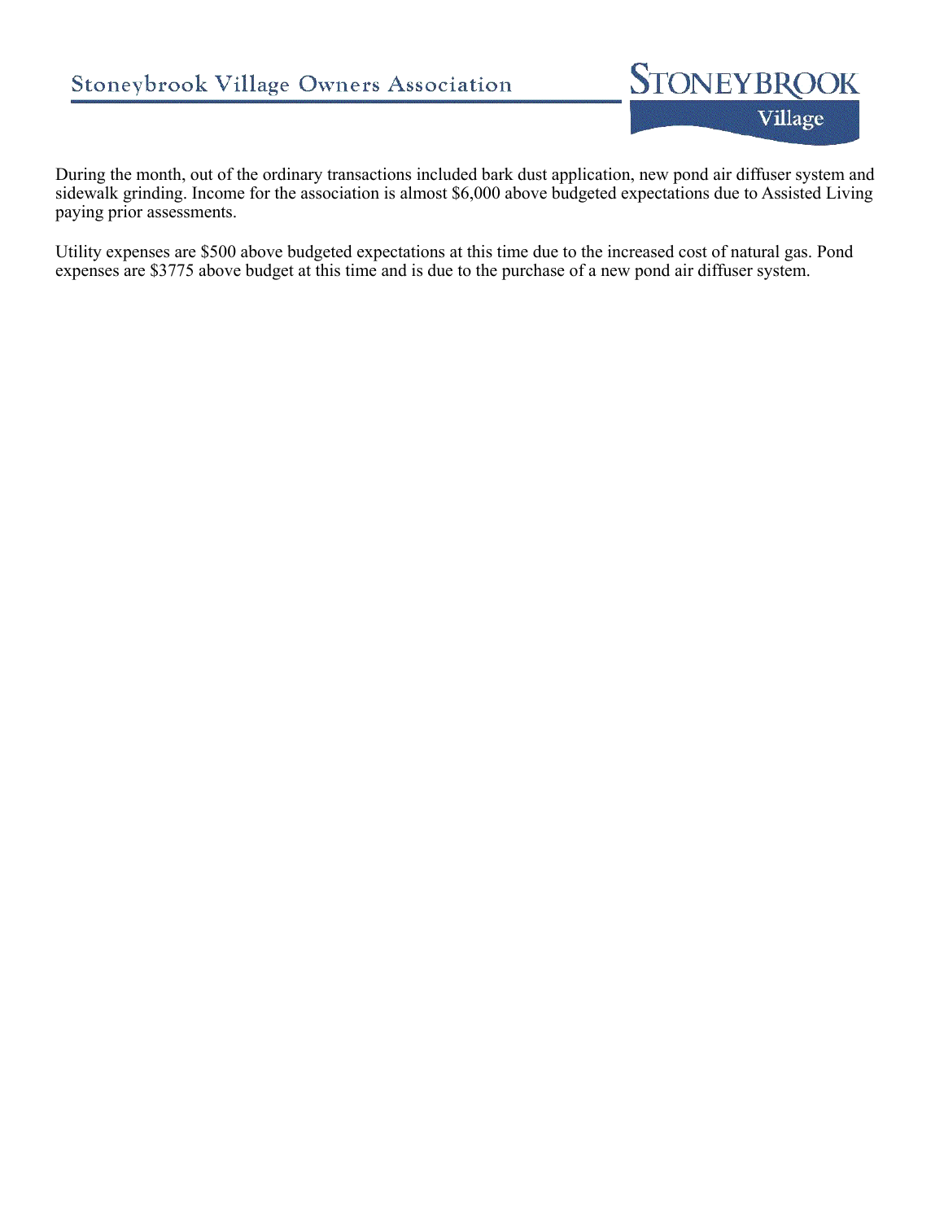During the month, out of the ordinary transactions included bark dust application, new pond air diffuser system and sidewalk grinding. Income for the association is almost $6,000 above budgeted expectations due to Assisted Living paying prior assessments.

Utility expenses are $500 above budgeted expectations at this time due to the increased cost of natural gas. Pond expenses are $3775 above budget at this time and is due to the purchase of a new pond air diffuser system.